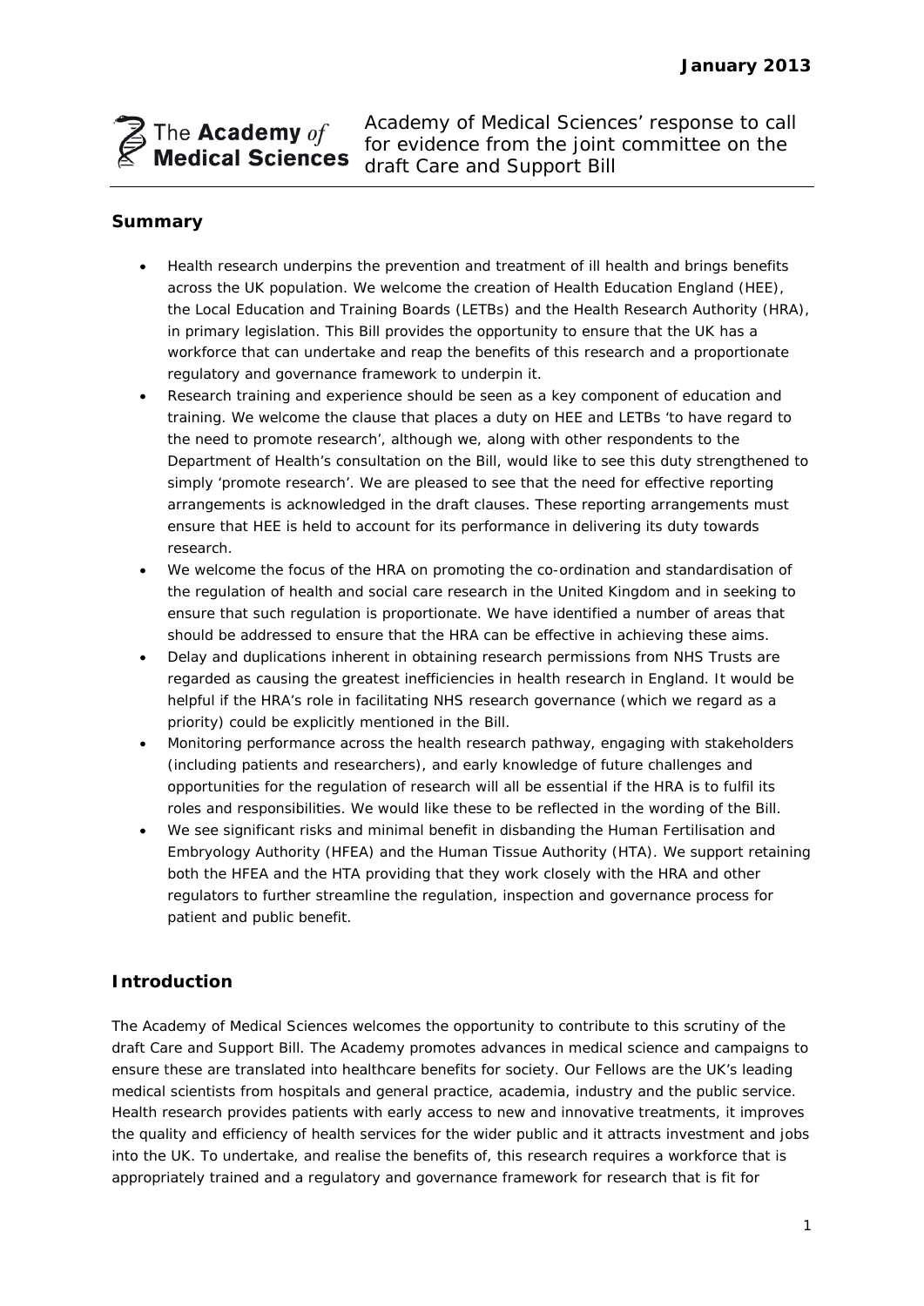**January 2013**

The **Academy** *of* **Medical Sciences**

Academy of Medical Sciences' response to call for evidence from the joint committee on the draft Care and Support Bill

## Summary

- Health research underpins the prevention and treatment of ill health and brings benefits across the UK population. We welcome the creation of Health Education England (HEE), the Local Education and Training Boards (LETBs) and the Health Research Authority (HRA), in primary legislation. This Bill provides the opportunity to ensure that the UK has a workforce that can undertake and reap the benefits of this research and a proportionate regulatory and governance framework to underpin it.
- Research training and experience should be seen as a key component of education and training. We welcome the clause that places a duty on HEE and LETBs 'to have regard to the need to promote research', although we, along with other respondents to the Department of Health's consultation on the Bill, would like to see this duty strengthened to simply 'promote research'. We are pleased to see that the need for effective reporting arrangements is acknowledged in the draft clauses. These reporting arrangements must ensure that HEE is held to account for its performance in delivering its duty towards research.
- We welcome the focus of the HRA on promoting the co-ordination and standardisation of the regulation of health and social care research in the United Kingdom and in seeking to ensure that such regulation is proportionate. We have identified a number of areas that should be addressed to ensure that the HRA can be effective in achieving these aims.
- Delay and duplications inherent in obtaining research permissions from NHS Trusts are regarded as causing the greatest inefficiencies in health research in England. It would be helpful if the HRA's role in facilitating NHS research governance (which we regard as a priority) could be explicitly mentioned in the Bill.
- Monitoring performance across the health research pathway, engaging with stakeholders (including patients and researchers), and early knowledge of future challenges and opportunities for the regulation of research will all be essential if the HRA is to fulfil its roles and responsibilities. We would like these to be reflected in the wording of the Bill.
- We see significant risks and minimal benefit in disbanding the Human Fertilisation and Embryology Authority (HFEA) and the Human Tissue Authority (HTA). We support retaining both the HFEA and the HTA providing that they work closely with the HRA and other regulators to further streamline the regulation, inspection and governance process for patient and public benefit.

## Introduction

The Academy of Medical Sciences welcomes the opportunity to contribute to this scrutiny of the draft Care and Support Bill. The Academy promotes advances in medical science and campaigns to ensure these are translated into healthcare benefits for society. Our Fellows are the UK's leading medical scientists from hospitals and general practice, academia, industry and the public service. Health research provides patients with early access to new and innovative treatments, it improves the quality and efficiency of health services for the wider public and it attracts investment and jobs into the UK. To undertake, and realise the benefits of, this research requires a workforce that is appropriately trained and a regulatory and governance framework for research that is fit for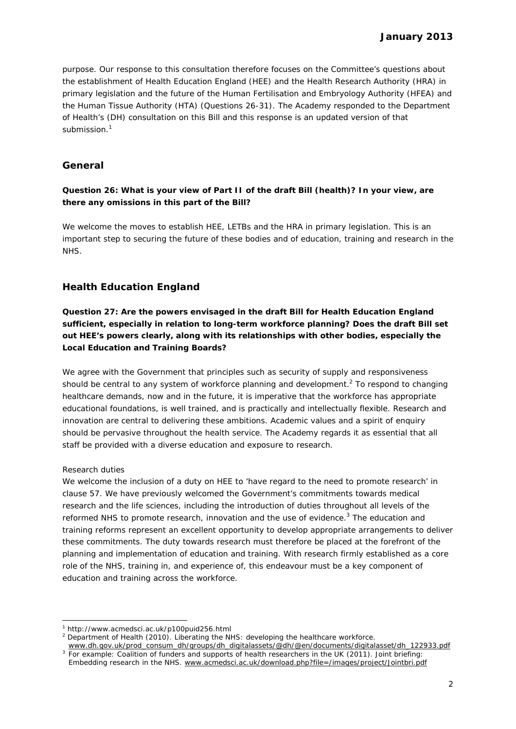purpose. Our response to this consultation therefore focuses on the Committee's questions about the establishment of Health Education England (HEE) and the Health Research Authority (HRA) in primary legislation and the future of the Human Fertilisation and Embryology Authority (HFEA) and the Human Tissue Authority (HTA) (Questions 26-31). The Academy responded to the Department of Health's (DH) consultation on this Bill and this response is an updated version of that submission.[1]

## General

**Question 26: What is your view of Part II of the draft Bill (health)? In your view, are there any omissions in this part of the Bill?**

We welcome the moves to establish HEE, LETBs and the HRA in primary legislation. This is an important step to securing the future of these bodies and of education, training and research in the NHS.

## Health Education England

**Question 27: Are the powers envisaged in the draft Bill for Health Education England sufficient, especially in relation to long-term workforce planning? Does the draft Bill set out HEE's powers clearly, along with its relationships with other bodies, especially the Local Education and Training Boards?**

We agree with the Government that principles such as security of supply and responsiveness should be central to any system of workforce planning and development.[2] To respond to changing healthcare demands, now and in the future, it is imperative that the workforce has appropriate educational foundations, is well trained, and is practically and intellectually flexible. Research and innovation are central to delivering these ambitions. Academic values and a spirit of enquiry should be pervasive throughout the health service. The Academy regards it as essential that all staff be provided with a diverse education and exposure to research.

*Research duties*

We welcome the inclusion of a duty on HEE to 'have regard to the need to promote research' in clause 57. We have previously welcomed the Government's commitments towards medical research and the life sciences, including the introduction of duties throughout all levels of the reformed NHS to promote research, innovation and the use of evidence.[3] The education and training reforms represent an excellent opportunity to develop appropriate arrangements to deliver these commitments. The duty towards research must therefore be placed at the forefront of the planning and implementation of education and training. With research firmly established as a core role of the NHS, training in, and experience of, this endeavour must be a key component of education and training across the workforce.

---

[1] http://www.acmedsci.ac.uk/p100puid256.html

[2] Department of Health (2010). Liberating the NHS: developing the healthcare workforce. www.dh.gov.uk/prod_consum_dh/groups/dh_digitalassets/@dh/@en/documents/digitalasset/dh_122933.pdf

[3] For example: Coalition of funders and supports of health researchers in the UK (2011). Joint briefing: Embedding research in the NHS. www.acmedsci.ac.uk/download.php?file=/images/project/Jointbri.pdf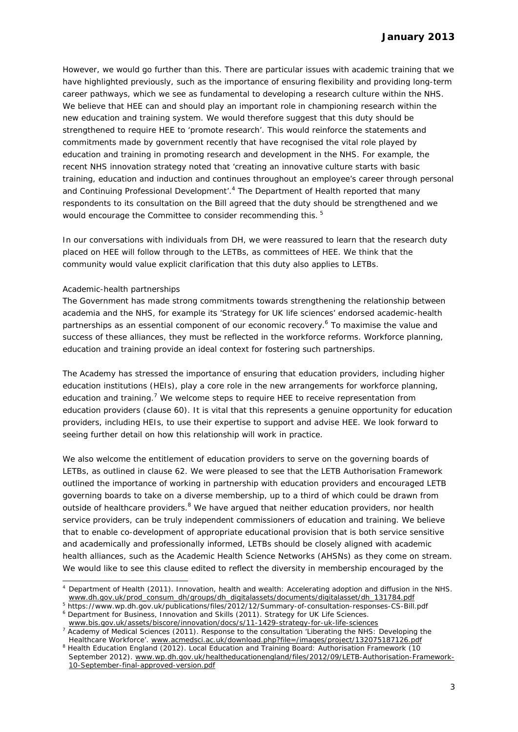However, we would go further than this. There are particular issues with academic training that we have highlighted previously, such as the importance of ensuring flexibility and providing long-term career pathways, which we see as fundamental to developing a research culture within the NHS. We believe that HEE can and should play an important role in championing research within the new education and training system. We would therefore suggest that this duty should be strengthened to require HEE to 'promote research'. This would reinforce the statements and commitments made by government recently that have recognised the vital role played by education and training in promoting research and development in the NHS. For example, the recent NHS innovation strategy noted that 'creating an innovative culture starts with basic training, education and induction and continues throughout an employee's career through personal and Continuing Professional Development'.[4] The Department of Health reported that many respondents to its consultation on the Bill agreed that the duty should be strengthened and we would encourage the Committee to consider recommending this.[5]

In our conversations with individuals from DH, we were reassured to learn that the research duty placed on HEE will follow through to the LETBs, as committees of HEE. We think that the community would value explicit clarification that this duty also applies to LETBs.

*Academic-health partnerships*

The Government has made strong commitments towards strengthening the relationship between academia and the NHS, for example its 'Strategy for UK life sciences' endorsed academic-health partnerships as an essential component of our economic recovery.[6] To maximise the value and success of these alliances, they must be reflected in the workforce reforms. Workforce planning, education and training provide an ideal context for fostering such partnerships.

The Academy has stressed the importance of ensuring that education providers, including higher education institutions (HEIs), play a core role in the new arrangements for workforce planning, education and training.[7] We welcome steps to require HEE to receive representation from education providers (clause 60). It is vital that this represents a genuine opportunity for education providers, including HEIs, to use their expertise to support and advise HEE. We look forward to seeing further detail on how this relationship will work in practice.

We also welcome the entitlement of education providers to serve on the governing boards of LETBs, as outlined in clause 62. We were pleased to see that the LETB Authorisation Framework outlined the importance of working in partnership with education providers and encouraged LETB governing boards to take on a diverse membership, up to a third of which could be drawn from outside of healthcare providers.[8] We have argued that neither education providers, nor health service providers, can be truly independent commissioners of education and training. We believe that to enable co-development of appropriate educational provision that is both service sensitive and academically and professionally informed, LETBs should be closely aligned with academic health alliances, such as the Academic Health Science Networks (AHSNs) as they come on stream. We would like to see this clause edited to reflect the diversity in membership encouraged by the

---

[4] Department of Health (2011). Innovation, health and wealth: Accelerating adoption and diffusion in the NHS. www.dh.gov.uk/prod_consum_dh/groups/dh_digitalassets/documents/digitalasset/dh_131784.pdf

[5] https://www.wp.dh.gov.uk/publications/files/2012/12/Summary-of-consultation-responses-CS-Bill.pdf

[6] Department for Business, Innovation and Skills (2011). Strategy for UK Life Sciences. www.bis.gov.uk/assets/biscore/innovation/docs/s/11-1429-strategy-for-uk-life-sciences

[7] Academy of Medical Sciences (2011). Response to the consultation 'Liberating the NHS: Developing the Healthcare Workforce'. www.acmedsci.ac.uk/download.php?file=/images/project/132075187126.pdf

[8] Health Education England (2012). Local Education and Training Board: Authorisation Framework (10 September 2012). www.wp.dh.gov.uk/healtheducationengland/files/2012/09/LETB-Authorisation-Framework-10-September-final-approved-version.pdf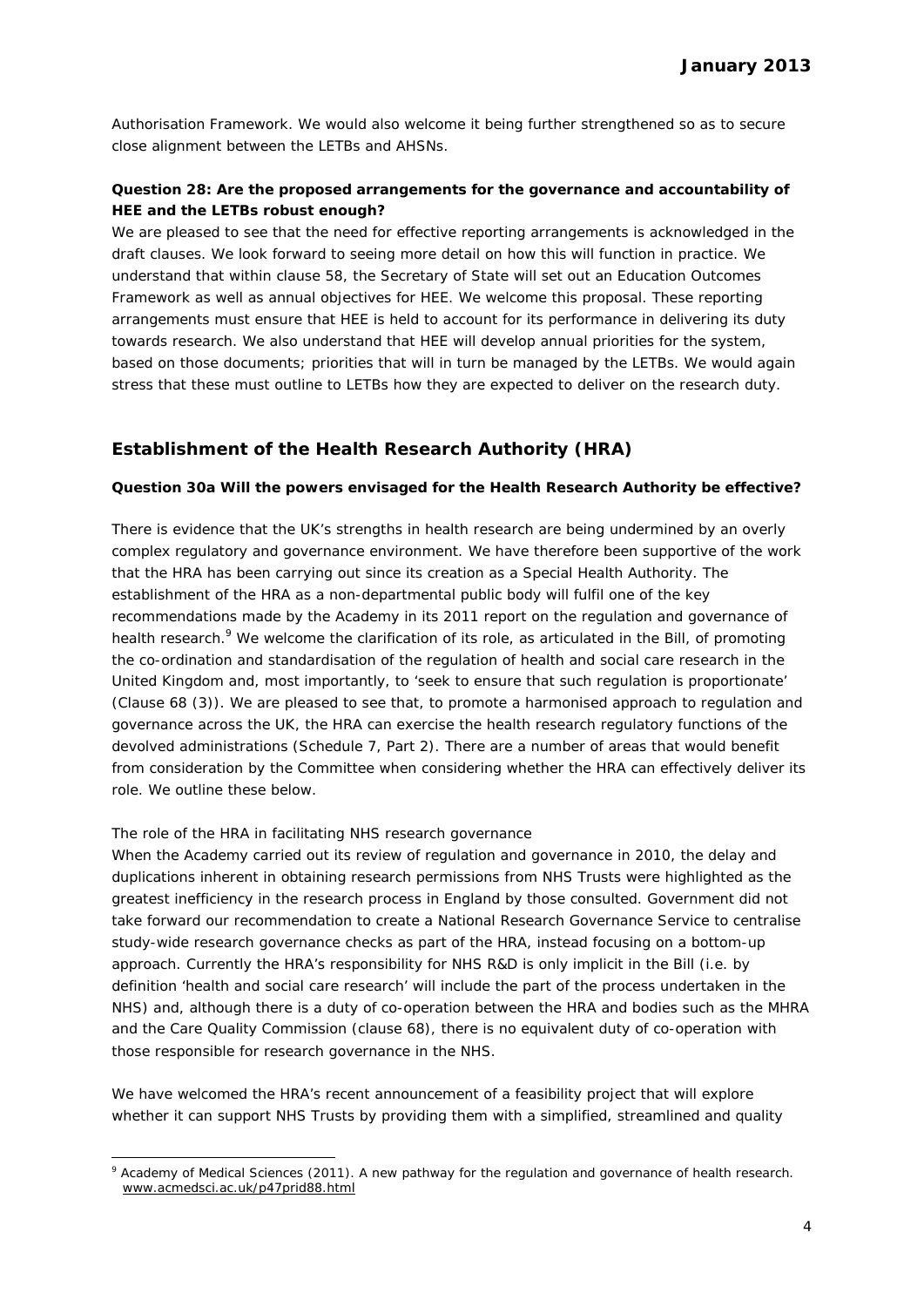Authorisation Framework. We would also welcome it being further strengthened so as to secure close alignment between the LETBs and AHSNs.

**Question 28: Are the proposed arrangements for the governance and accountability of HEE and the LETBs robust enough?**

We are pleased to see that the need for effective reporting arrangements is acknowledged in the draft clauses. We look forward to seeing more detail on how this will function in practice. We understand that within clause 58, the Secretary of State will set out an Education Outcomes Framework as well as annual objectives for HEE. We welcome this proposal. These reporting arrangements must ensure that HEE is held to account for its performance in delivering its duty towards research. We also understand that HEE will develop annual priorities for the system, based on those documents; priorities that will in turn be managed by the LETBs. We would again stress that these must outline to LETBs how they are expected to deliver on the research duty.

## Establishment of the Health Research Authority (HRA)

**Question 30a Will the powers envisaged for the Health Research Authority be effective?**

There is evidence that the UK's strengths in health research are being undermined by an overly complex regulatory and governance environment. We have therefore been supportive of the work that the HRA has been carrying out since its creation as a Special Health Authority. The establishment of the HRA as a non-departmental public body will fulfil one of the key recommendations made by the Academy in its 2011 report on the regulation and governance of health research.[9] We welcome the clarification of its role, as articulated in the Bill, of promoting the co-ordination and standardisation of the regulation of health and social care research in the United Kingdom and, most importantly, to 'seek to ensure that such regulation is proportionate' (Clause 68 (3)). We are pleased to see that, to promote a harmonised approach to regulation and governance across the UK, the HRA can exercise the health research regulatory functions of the devolved administrations (Schedule 7, Part 2). There are a number of areas that would benefit from consideration by the Committee when considering whether the HRA can effectively deliver its role. We outline these below.

*The role of the HRA in facilitating NHS research governance*

When the Academy carried out its review of regulation and governance in 2010, the delay and duplications inherent in obtaining research permissions from NHS Trusts were highlighted as the greatest inefficiency in the research process in England by those consulted. Government did not take forward our recommendation to create a National Research Governance Service to centralise study-wide research governance checks as part of the HRA, instead focusing on a bottom-up approach. Currently the HRA's responsibility for NHS R&D is only implicit in the Bill (i.e. by definition 'health and social care research' will include the part of the process undertaken in the NHS) and, although there is a duty of co-operation between the HRA and bodies such as the MHRA and the Care Quality Commission (clause 68), there is no equivalent duty of co-operation with those responsible for research governance in the NHS.

We have welcomed the HRA's recent announcement of a feasibility project that will explore whether it can support NHS Trusts by providing them with a simplified, streamlined and quality

---

[9] Academy of Medical Sciences (2011). *A new pathway for the regulation and governance of health research.* www.acmedsci.ac.uk/p47prid88.html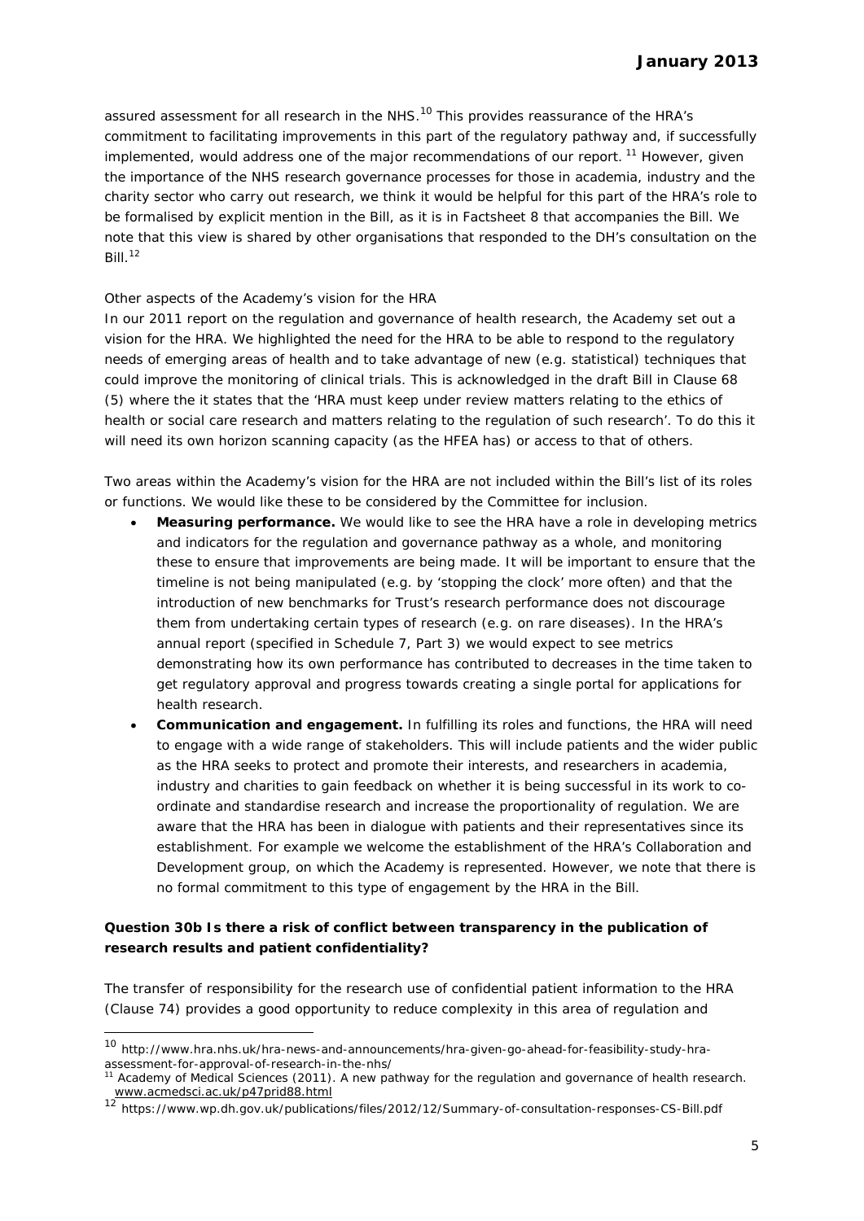assured assessment for all research in the NHS.[10] This provides reassurance of the HRA's commitment to facilitating improvements in this part of the regulatory pathway and, if successfully implemented, would address one of the major recommendations of our report. [11] However, given the importance of the NHS research governance processes for those in academia, industry and the charity sector who carry out research, we think it would be helpful for this part of the HRA's role to be formalised by explicit mention in the Bill, as it is in Factsheet 8 that accompanies the Bill. We note that this view is shared by other organisations that responded to the DH's consultation on the Bill.[12]

*Other aspects of the Academy's vision for the HRA*

In our 2011 report on the regulation and governance of health research, the Academy set out a vision for the HRA. We highlighted the need for the HRA to be able to respond to the regulatory needs of emerging areas of health and to take advantage of new (e.g. statistical) techniques that could improve the monitoring of clinical trials. This is acknowledged in the draft Bill in Clause 68 (5) where the it states that the 'HRA must keep under review matters relating to the ethics of health or social care research and matters relating to the regulation of such research'. To do this it will need its own horizon scanning capacity (as the HFEA has) or access to that of others.

Two areas within the Academy's vision for the HRA are not included within the Bill's list of its roles or functions. We would like these to be considered by the Committee for inclusion.

- **Measuring performance.** We would like to see the HRA have a role in developing metrics and indicators for the regulation and governance pathway as a whole, and monitoring these to ensure that improvements are being made. It will be important to ensure that the timeline is not being manipulated (e.g. by 'stopping the clock' more often) and that the introduction of new benchmarks for Trust's research performance does not discourage them from undertaking certain types of research (e.g. on rare diseases). In the HRA's annual report (specified in Schedule 7, Part 3) we would expect to see metrics demonstrating how its own performance has contributed to decreases in the time taken to get regulatory approval and progress towards creating a single portal for applications for health research.
- **Communication and engagement.** In fulfilling its roles and functions, the HRA will need to engage with a wide range of stakeholders. This will include patients and the wider public as the HRA seeks to protect and promote their interests, and researchers in academia, industry and charities to gain feedback on whether it is being successful in its work to co-ordinate and standardise research and increase the proportionality of regulation. We are aware that the HRA has been in dialogue with patients and their representatives since its establishment. For example we welcome the establishment of the HRA's Collaboration and Development group, on which the Academy is represented. However, we note that there is no formal commitment to this type of engagement by the HRA in the Bill.

**Question 30b Is there a risk of conflict between transparency in the publication of research results and patient confidentiality?**

The transfer of responsibility for the research use of confidential patient information to the HRA (Clause 74) provides a good opportunity to reduce complexity in this area of regulation and

---

[10] http://www.hra.nhs.uk/hra-news-and-announcements/hra-given-go-ahead-for-feasibility-study-hra-assessment-for-approval-of-research-in-the-nhs/

[11] Academy of Medical Sciences (2011). A new pathway for the regulation and governance of health research. www.acmedsci.ac.uk/p47prid88.html

[12] https://www.wp.dh.gov.uk/publications/files/2012/12/Summary-of-consultation-responses-CS-Bill.pdf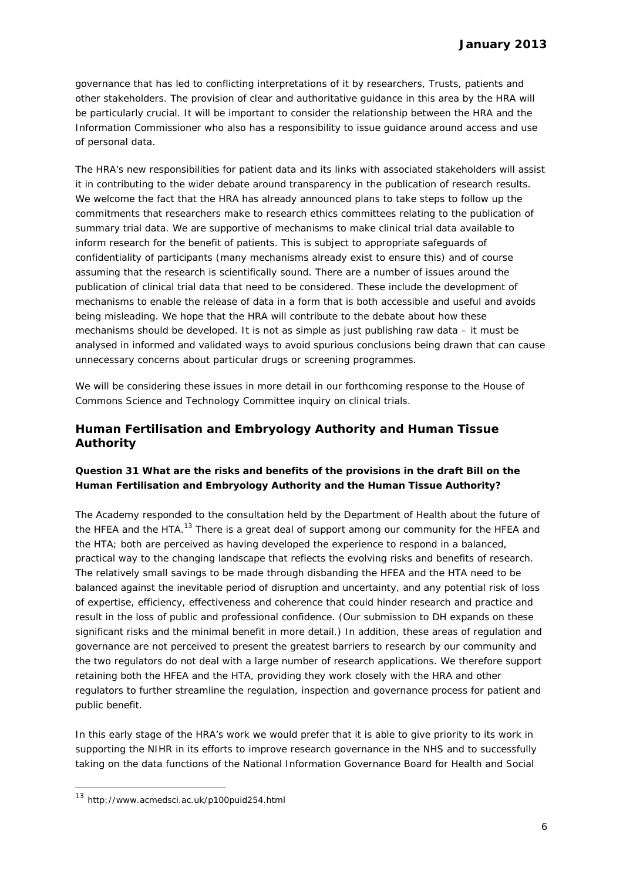governance that has led to conflicting interpretations of it by researchers, Trusts, patients and other stakeholders. The provision of clear and authoritative guidance in this area by the HRA will be particularly crucial. It will be important to consider the relationship between the HRA and the Information Commissioner who also has a responsibility to issue guidance around access and use of personal data.

The HRA's new responsibilities for patient data and its links with associated stakeholders will assist it in contributing to the wider debate around transparency in the publication of research results. We welcome the fact that the HRA has already announced plans to take steps to follow up the commitments that researchers make to research ethics committees relating to the publication of summary trial data. We are supportive of mechanisms to make clinical trial data available to inform research for the benefit of patients. This is subject to appropriate safeguards of confidentiality of participants (many mechanisms already exist to ensure this) and of course assuming that the research is scientifically sound. There are a number of issues around the publication of clinical trial data that need to be considered. These include the development of mechanisms to enable the release of data in a form that is both accessible and useful and avoids being misleading. We hope that the HRA will contribute to the debate about how these mechanisms should be developed. It is not as simple as just publishing raw data – it must be analysed in informed and validated ways to avoid spurious conclusions being drawn that can cause unnecessary concerns about particular drugs or screening programmes.

We will be considering these issues in more detail in our forthcoming response to the House of Commons Science and Technology Committee inquiry on clinical trials.

## Human Fertilisation and Embryology Authority and Human Tissue Authority

**Question 31 What are the risks and benefits of the provisions in the draft Bill on the Human Fertilisation and Embryology Authority and the Human Tissue Authority?**

The Academy responded to the consultation held by the Department of Health about the future of the HFEA and the HTA.[13] There is a great deal of support among our community for the HFEA and the HTA; both are perceived as having developed the experience to respond in a balanced, practical way to the changing landscape that reflects the evolving risks and benefits of research. The relatively small savings to be made through disbanding the HFEA and the HTA need to be balanced against the inevitable period of disruption and uncertainty, and any potential risk of loss of expertise, efficiency, effectiveness and coherence that could hinder research and practice and result in the loss of public and professional confidence. (Our submission to DH expands on these significant risks and the minimal benefit in more detail.) In addition, these areas of regulation and governance are not perceived to present the greatest barriers to research by our community and the two regulators do not deal with a large number of research applications. We therefore support retaining both the HFEA and the HTA, providing they work closely with the HRA and other regulators to further streamline the regulation, inspection and governance process for patient and public benefit.

In this early stage of the HRA's work we would prefer that it is able to give priority to its work in supporting the NIHR in its efforts to improve research governance in the NHS and to successfully taking on the data functions of the National Information Governance Board for Health and Social

[13] http://www.acmedsci.ac.uk/p100puid254.html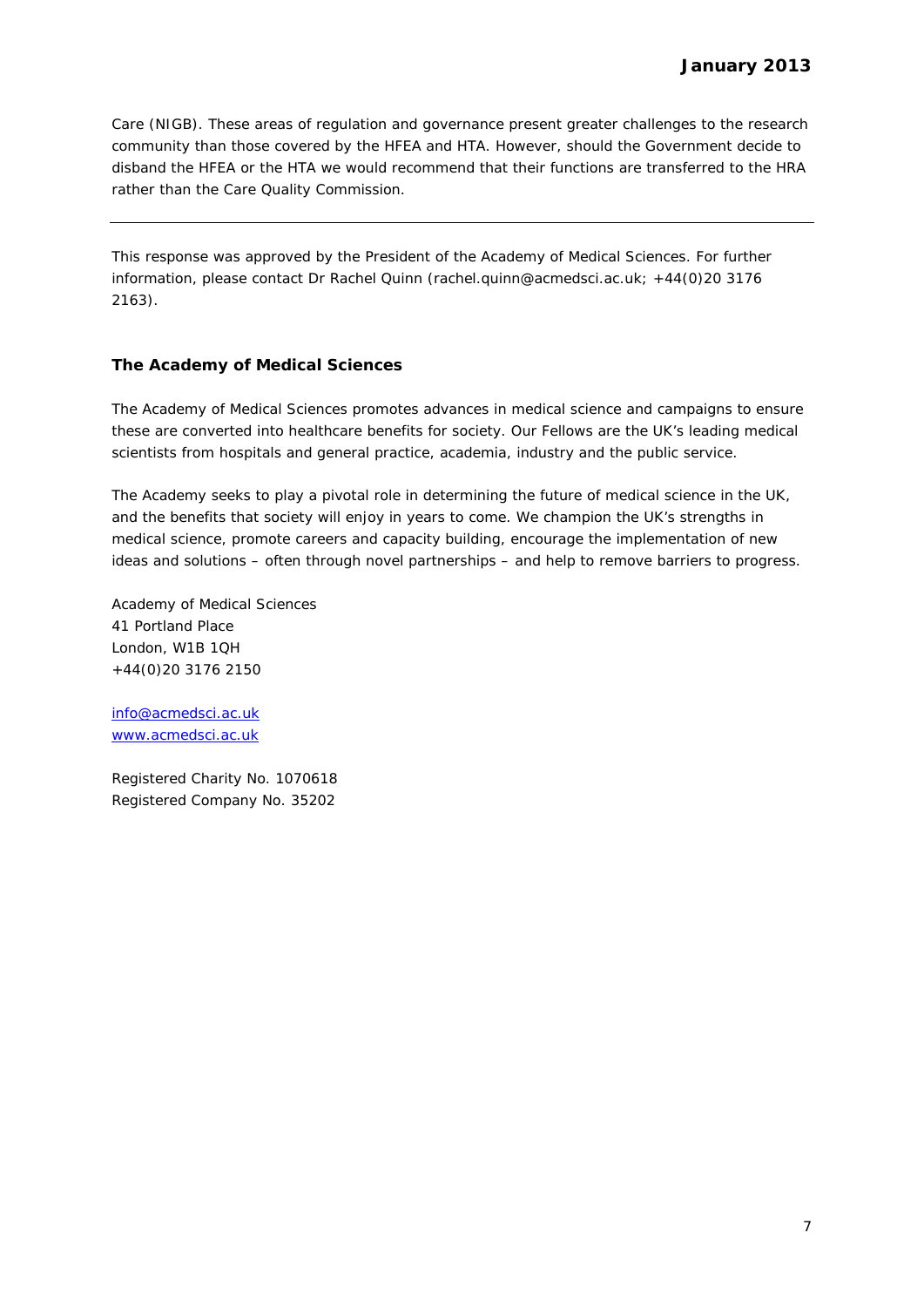Care (NIGB). These areas of regulation and governance present greater challenges to the research community than those covered by the HFEA and HTA. However, should the Government decide to disband the HFEA or the HTA we would recommend that their functions are transferred to the HRA rather than the Care Quality Commission.

---

This response was approved by the President of the Academy of Medical Sciences. For further information, please contact Dr Rachel Quinn (rachel.quinn@acmedsci.ac.uk; +44(0)20 3176 2163).

**The Academy of Medical Sciences**

The Academy of Medical Sciences promotes advances in medical science and campaigns to ensure these are converted into healthcare benefits for society. Our Fellows are the UK's leading medical scientists from hospitals and general practice, academia, industry and the public service.

The Academy seeks to play a pivotal role in determining the future of medical science in the UK, and the benefits that society will enjoy in years to come. We champion the UK's strengths in medical science, promote careers and capacity building, encourage the implementation of new ideas and solutions – often through novel partnerships – and help to remove barriers to progress.

Academy of Medical Sciences
41 Portland Place
London, W1B 1QH
+44(0)20 3176 2150

info@acmedsci.ac.uk
www.acmedsci.ac.uk

Registered Charity No. 1070618
Registered Company No. 35202